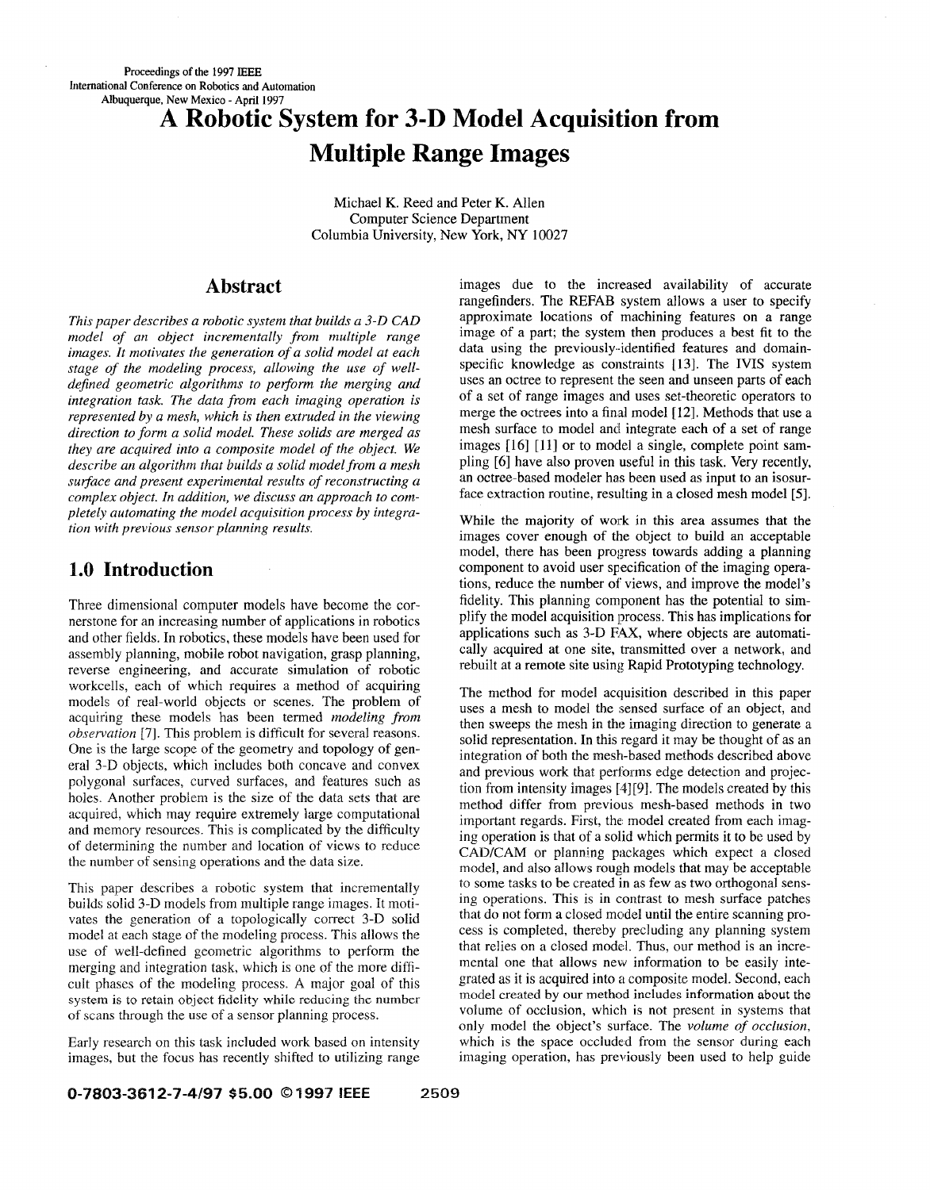# A Robotic System for 3-D Model Acquisition from Multiple Range Images

Michael K. Reed and Peter K. Allen
Computer Science Department
Columbia University, New York, NY 10027

## Abstract

*This paper describes a robotic system that builds a 3-D CAD model of an object incrementally from multiple range images. It motivates the generation of a solid model at each stage of the modeling process, allowing the use of well-defined geometric algorithms to perform the merging and integration task. The data from each imaging operation is represented by a mesh, which is then extruded in the viewing direction to form a solid model. These solids are merged as they are acquired into a composite model of the object. We describe an algorithm that builds a solid model from a mesh surface and present experimental results of reconstructing a complex object. In addition, we discuss an approach to completely automating the model acquisition process by integration with previous sensor planning results.*

## 1.0 Introduction

Three dimensional computer models have become the cornerstone for an increasing number of applications in robotics and other fields. In robotics, these models have been used for assembly planning, mobile robot navigation, grasp planning, reverse engineering, and accurate simulation of robotic workcells, each of which requires a method of acquiring models of real-world objects or scenes. The problem of acquiring these models has been termed *modeling from observation* [7]. This problem is difficult for several reasons. One is the large scope of the geometry and topology of general 3-D objects, which includes both concave and convex polygonal surfaces, curved surfaces, and features such as holes. Another problem is the size of the data sets that are acquired, which may require extremely large computational and memory resources. This is complicated by the difficulty of determining the number and location of views to reduce the number of sensing operations and the data size.

This paper describes a robotic system that incrementally builds solid 3-D models from multiple range images. It motivates the generation of a topologically correct 3-D solid model at each stage of the modeling process. This allows the use of well-defined geometric algorithms to perform the merging and integration task, which is one of the more difficult phases of the modeling process. A major goal of this system is to retain object fidelity while reducing the number of scans through the use of a sensor planning process.

Early research on this task included work based on intensity images, but the focus has recently shifted to utilizing range images due to the increased availability of accurate rangefinders. The REFAB system allows a user to specify approximate locations of machining features on a range image of a part; the system then produces a best fit to the data using the previously-identified features and domain-specific knowledge as constraints [13]. The IVIS system uses an octree to represent the seen and unseen parts of each of a set of range images and uses set-theoretic operators to merge the octrees into a final model [12]. Methods that use a mesh surface to model and integrate each of a set of range images [16] [11] or to model a single, complete point sampling [6] have also proven useful in this task. Very recently, an octree-based modeler has been used as input to an isosurface extraction routine, resulting in a closed mesh model [5].

While the majority of work in this area assumes that the images cover enough of the object to build an acceptable model, there has been progress towards adding a planning component to avoid user specification of the imaging operations, reduce the number of views, and improve the model's fidelity. This planning component has the potential to simplify the model acquisition process. This has implications for applications such as 3-D FAX, where objects are automatically acquired at one site, transmitted over a network, and rebuilt at a remote site using Rapid Prototyping technology.

The method for model acquisition described in this paper uses a mesh to model the sensed surface of an object, and then sweeps the mesh in the imaging direction to generate a solid representation. In this regard it may be thought of as an integration of both the mesh-based methods described above and previous work that performs edge detection and projection from intensity images [4][9]. The models created by this method differ from previous mesh-based methods in two important regards. First, the model created from each imaging operation is that of a solid which permits it to be used by CAD/CAM or planning packages which expect a closed model, and also allows rough models that may be acceptable to some tasks to be created in as few as two orthogonal sensing operations. This is in contrast to mesh surface patches that do not form a closed model until the entire scanning process is completed, thereby precluding any planning system that relies on a closed model. Thus, our method is an incremental one that allows new information to be easily integrated as it is acquired into a composite model. Second, each model created by our method includes information about the volume of occlusion, which is not present in systems that only model the object's surface. The *volume of occlusion*, which is the space occluded from the sensor during each imaging operation, has previously been used to help guide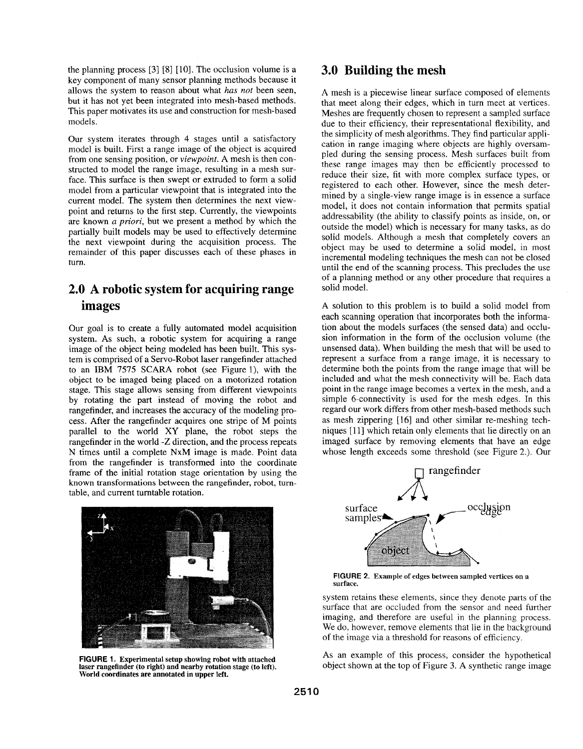the planning process [3] [8] [10]. The occlusion volume is a key component of many sensor planning methods because it allows the system to reason about what *has not* been seen, but it has not yet been integrated into mesh-based methods. This paper motivates its use and construction for mesh-based models.

Our system iterates through 4 stages until a satisfactory model is built. First a range image of the object is acquired from one sensing position, or *viewpoint*. A mesh is then constructed to model the range image, resulting in a mesh surface. This surface is then swept or extruded to form a solid model from a particular viewpoint that is integrated into the current model. The system then determines the next viewpoint and returns to the first step. Currently, the viewpoints are known *a priori*, but we present a method by which the partially built models may be used to effectively determine the next viewpoint during the acquisition process. The remainder of this paper discusses each of these phases in turn.

## 2.0 A robotic system for acquiring range images

Our goal is to create a fully automated model acquisition system. As such, a robotic system for acquiring a range image of the object being modeled has been built. This system is comprised of a Servo-Robot laser rangefinder attached to an IBM 7575 SCARA robot (see Figure 1), with the object to be imaged being placed on a motorized rotation stage. This stage allows sensing from different viewpoints by rotating the part instead of moving the robot and rangefinder, and increases the accuracy of the modeling process. After the rangefinder acquires one stripe of M points parallel to the world XY plane, the robot steps the rangefinder in the world -Z direction, and the process repeats N times until a complete NxM image is made. Point data from the rangefinder is transformed into the coordinate frame of the initial rotation stage orientation by using the known transformations between the rangefinder, robot, turntable, and current turntable rotation.

**FIGURE 1. Experimental setup showing robot with attached laser rangefinder (to right) and nearby rotation stage (to left). World coordinates are annotated in upper left.**

## 3.0 Building the mesh

A mesh is a piecewise linear surface composed of elements that meet along their edges, which in turn meet at vertices. Meshes are frequently chosen to represent a sampled surface due to their efficiency, their representational flexibility, and the simplicity of mesh algorithms. They find particular application in range imaging where objects are highly oversampled during the sensing process. Mesh surfaces built from these range images may then be efficiently processed to reduce their size, fit with more complex surface types, or registered to each other. However, since the mesh determined by a single-view range image is in essence a surface model, it does not contain information that permits spatial addressability (the ability to classify points as inside, on, or outside the model) which is necessary for many tasks, as do solid models. Although a mesh that completely covers an object may be used to determine a solid model, in most incremental modeling techniques the mesh can not be closed until the end of the scanning process. This precludes the use of a planning method or any other procedure that requires a solid model.

A solution to this problem is to build a solid model from each scanning operation that incorporates both the information about the models surfaces (the sensed data) and occlusion information in the form of the occlusion volume (the unsensed data). When building the mesh that will be used to represent a surface from a range image, it is necessary to determine both the points from the range image that will be included and what the mesh connectivity will be. Each data point in the range image becomes a vertex in the mesh, and a simple 6-connectivity is used for the mesh edges. In this regard our work differs from other mesh-based methods such as mesh zippering [16] and other similar re-meshing techniques [11] which retain only elements that lie directly on an imaged surface by removing elements that have an edge whose length exceeds some threshold (see Figure 2.). Our system retains these elements, since they denote parts of the surface that are occluded from the sensor and need further imaging, and therefore are useful in the planning process. We do, however, remove elements that lie in the background of the image via a threshold for reasons of efficiency.

**FIGURE 2. Example of edges between sampled vertices on a surface.**

As an example of this process, consider the hypothetical object shown at the top of Figure 3. A synthetic range image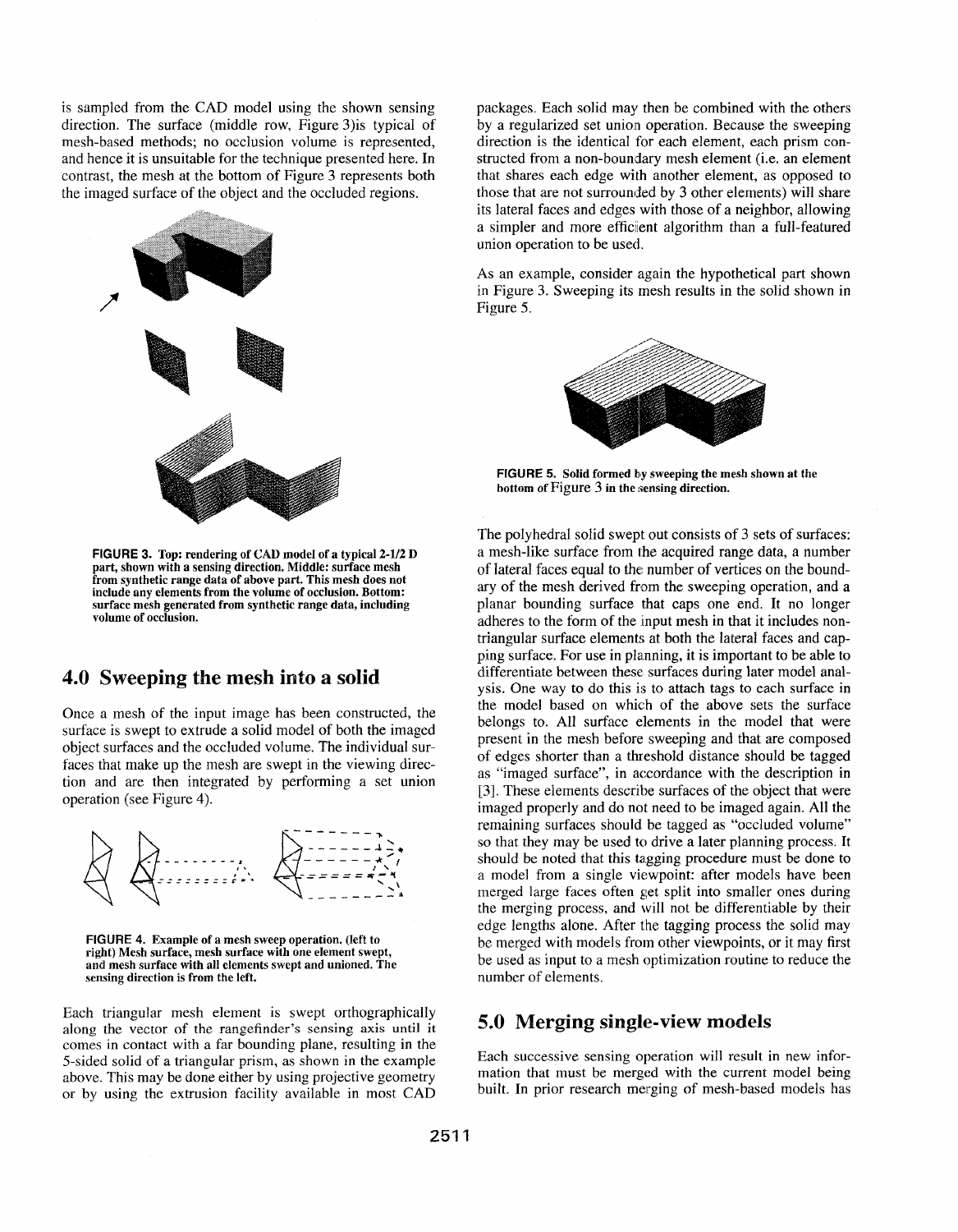is sampled from the CAD model using the shown sensing direction. The surface (middle row, Figure 3)is typical of mesh-based methods; no occlusion volume is represented, and hence it is unsuitable for the technique presented here. In contrast, the mesh at the bottom of Figure 3 represents both the imaged surface of the object and the occluded regions.

**FIGURE 3. Top: rendering of CAD model of a typical 2-1/2 D part, shown with a sensing direction. Middle: surface mesh from synthetic range data of above part. This mesh does not include any elements from the volume of occlusion. Bottom: surface mesh generated from synthetic range data, including volume of occlusion.**

## 4.0 Sweeping the mesh into a solid

Once a mesh of the input image has been constructed, the surface is swept to extrude a solid model of both the imaged object surfaces and the occluded volume. The individual surfaces that make up the mesh are swept in the viewing direction and are then integrated by performing a set union operation (see Figure 4).

**FIGURE 4. Example of a mesh sweep operation. (left to right) Mesh surface, mesh surface with one element swept, and mesh surface with all elements swept and unioned. The sensing direction is from the left.**

Each triangular mesh element is swept orthographically along the vector of the rangefinder's sensing axis until it comes in contact with a far bounding plane, resulting in the 5-sided solid of a triangular prism, as shown in the example above. This may be done either by using projective geometry or by using the extrusion facility available in most CAD packages. Each solid may then be combined with the others by a regularized set union operation. Because the sweeping direction is the identical for each element, each prism constructed from a non-boundary mesh element (i.e. an element that shares each edge with another element, as opposed to those that are not surrounded by 3 other elements) will share its lateral faces and edges with those of a neighbor, allowing a simpler and more efficient algorithm than a full-featured union operation to be used.

As an example, consider again the hypothetical part shown in Figure 3. Sweeping its mesh results in the solid shown in Figure 5.

**FIGURE 5. Solid formed by sweeping the mesh shown at the bottom of Figure 3 in the sensing direction.**

The polyhedral solid swept out consists of 3 sets of surfaces: a mesh-like surface from the acquired range data, a number of lateral faces equal to the number of vertices on the boundary of the mesh derived from the sweeping operation, and a planar bounding surface that caps one end. It no longer adheres to the form of the input mesh in that it includes non-triangular surface elements at both the lateral faces and capping surface. For use in planning, it is important to be able to differentiate between these surfaces during later model analysis. One way to do this is to attach tags to each surface in the model based on which of the above sets the surface belongs to. All surface elements in the model that were present in the mesh before sweeping and that are composed of edges shorter than a threshold distance should be tagged as "imaged surface", in accordance with the description in [3]. These elements describe surfaces of the object that were imaged properly and do not need to be imaged again. All the remaining surfaces should be tagged as "occluded volume" so that they may be used to drive a later planning process. It should be noted that this tagging procedure must be done to a model from a single viewpoint: after models have been merged large faces often get split into smaller ones during the merging process, and will not be differentiable by their edge lengths alone. After the tagging process the solid may be merged with models from other viewpoints, or it may first be used as input to a mesh optimization routine to reduce the number of elements.

## 5.0 Merging single-view models

Each successive sensing operation will result in new information that must be merged with the current model being built. In prior research merging of mesh-based models has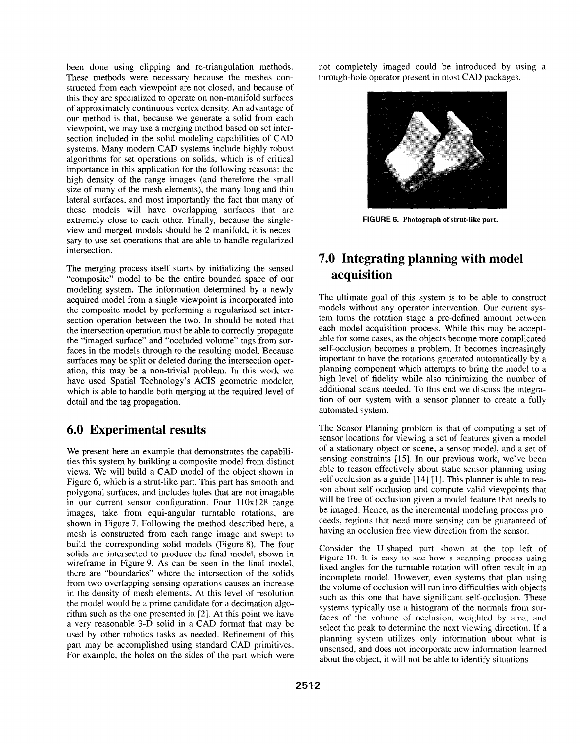been done using clipping and re-triangulation methods. These methods were necessary because the meshes constructed from each viewpoint are not closed, and because of this they are specialized to operate on non-manifold surfaces of approximately continuous vertex density. An advantage of our method is that, because we generate a solid from each viewpoint, we may use a merging method based on set intersection included in the solid modeling capabilities of CAD systems. Many modern CAD systems include highly robust algorithms for set operations on solids, which is of critical importance in this application for the following reasons: the high density of the range images (and therefore the small size of many of the mesh elements), the many long and thin lateral surfaces, and most importantly the fact that many of these models will have overlapping surfaces that are extremely close to each other. Finally, because the single-view and merged models should be 2-manifold, it is necessary to use set operations that are able to handle regularized intersection.

The merging process itself starts by initializing the sensed "composite" model to be the entire bounded space of our modeling system. The information determined by a newly acquired model from a single viewpoint is incorporated into the composite model by performing a regularized set intersection operation between the two. In should be noted that the intersection operation must be able to correctly propagate the "imaged surface" and "occluded volume" tags from surfaces in the models through to the resulting model. Because surfaces may be split or deleted during the intersection operation, this may be a non-trivial problem. In this work we have used Spatial Technology's ACIS geometric modeler, which is able to handle both merging at the required level of detail and the tag propagation.

## 6.0 Experimental results

We present here an example that demonstrates the capabilities this system by building a composite model from distinct views. We will build a CAD model of the object shown in Figure 6, which is a strut-like part. This part has smooth and polygonal surfaces, and includes holes that are not imagable in our current sensor configuration. Four 110x128 range images, take from equi-angular turntable rotations, are shown in Figure 7. Following the method described here, a mesh is constructed from each range image and swept to build the corresponding solid models (Figure 8). The four solids are intersected to produce the final model, shown in wireframe in Figure 9. As can be seen in the final model, there are "boundaries" where the intersection of the solids from two overlapping sensing operations causes an increase in the density of mesh elements. At this level of resolution the model would be a prime candidate for a decimation algorithm such as the one presented in [2]. At this point we have a very reasonable 3-D solid in a CAD format that may be used by other robotics tasks as needed. Refinement of this part may be accomplished using standard CAD primitives. For example, the holes on the sides of the part which were not completely imaged could be introduced by using a through-hole operator present in most CAD packages.

**FIGURE 6. Photograph of strut-like part.**

## 7.0 Integrating planning with model acquisition

The ultimate goal of this system is to be able to construct models without any operator intervention. Our current system turns the rotation stage a pre-defined amount between each model acquisition process. While this may be acceptable for some cases, as the objects become more complicated self-occlusion becomes a problem. It becomes increasingly important to have the rotations generated automatically by a planning component which attempts to bring the model to a high level of fidelity while also minimizing the number of additional scans needed. To this end we discuss the integration of our system with a sensor planner to create a fully automated system.

The Sensor Planning problem is that of computing a set of sensor locations for viewing a set of features given a model of a stationary object or scene, a sensor model, and a set of sensing constraints [15]. In our previous work, we've been able to reason effectively about static sensor planning using self occlusion as a guide [14] [1]. This planner is able to reason about self occlusion and compute valid viewpoints that will be free of occlusion given a model feature that needs to be imaged. Hence, as the incremental modeling process proceeds, regions that need more sensing can be guaranteed of having an occlusion free view direction from the sensor.

Consider the U-shaped part shown at the top left of Figure 10. It is easy to see how a scanning process using fixed angles for the turntable rotation will often result in an incomplete model. However, even systems that plan using the volume of occlusion will run into difficulties with objects such as this one that have significant self-occlusion. These systems typically use a histogram of the normals from surfaces of the volume of occlusion, weighted by area, and select the peak to determine the next viewing direction. If a planning system utilizes only information about what is unsensed, and does not incorporate new information learned about the object, it will not be able to identify situations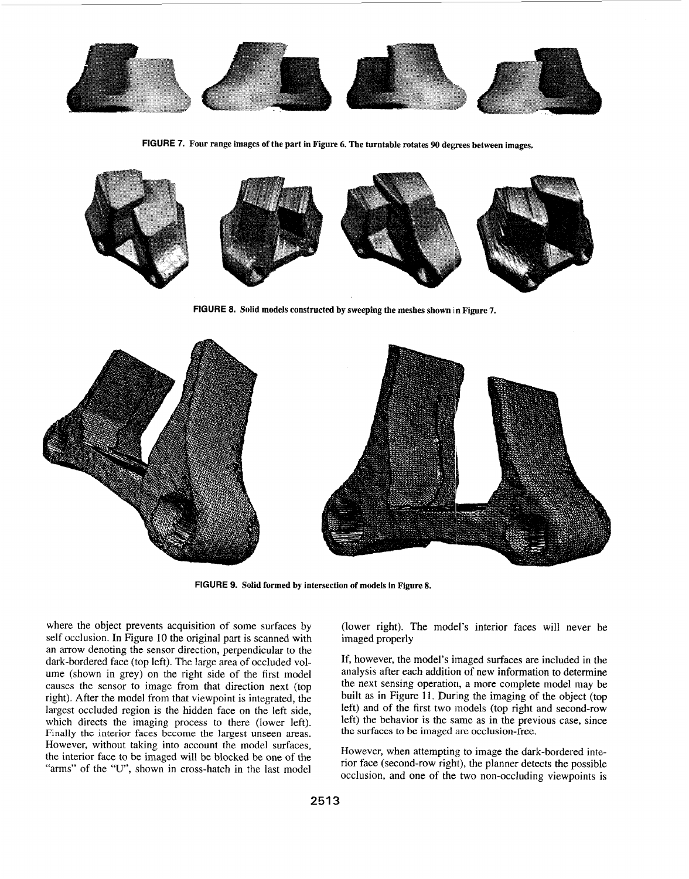FIGURE 7. Four range images of the part in Figure 6. The turntable rotates 90 degrees between images.

FIGURE 8. Solid models constructed by sweeping the meshes shown in Figure 7.

FIGURE 9. Solid formed by intersection of models in Figure 8.

where the object prevents acquisition of some surfaces by self occlusion. In Figure 10 the original part is scanned with an arrow denoting the sensor direction, perpendicular to the dark-bordered face (top left). The large area of occluded volume (shown in grey) on the right side of the first model causes the sensor to image from that direction next (top right). After the model from that viewpoint is integrated, the largest occluded region is the hidden face on the left side, which directs the imaging process to there (lower left). Finally the interior faces become the largest unseen areas. However, without taking into account the model surfaces, the interior face to be imaged will be blocked be one of the "arms" of the "U", shown in cross-hatch in the last model (lower right). The model's interior faces will never be imaged properly

If, however, the model's imaged surfaces are included in the analysis after each addition of new information to determine the next sensing operation, a more complete model may be built as in Figure 11. During the imaging of the object (top left) and of the first two models (top right and second-row left) the behavior is the same as in the previous case, since the surfaces to be imaged are occlusion-free.

However, when attempting to image the dark-bordered interior face (second-row right), the planner detects the possible occlusion, and one of the two non-occluding viewpoints is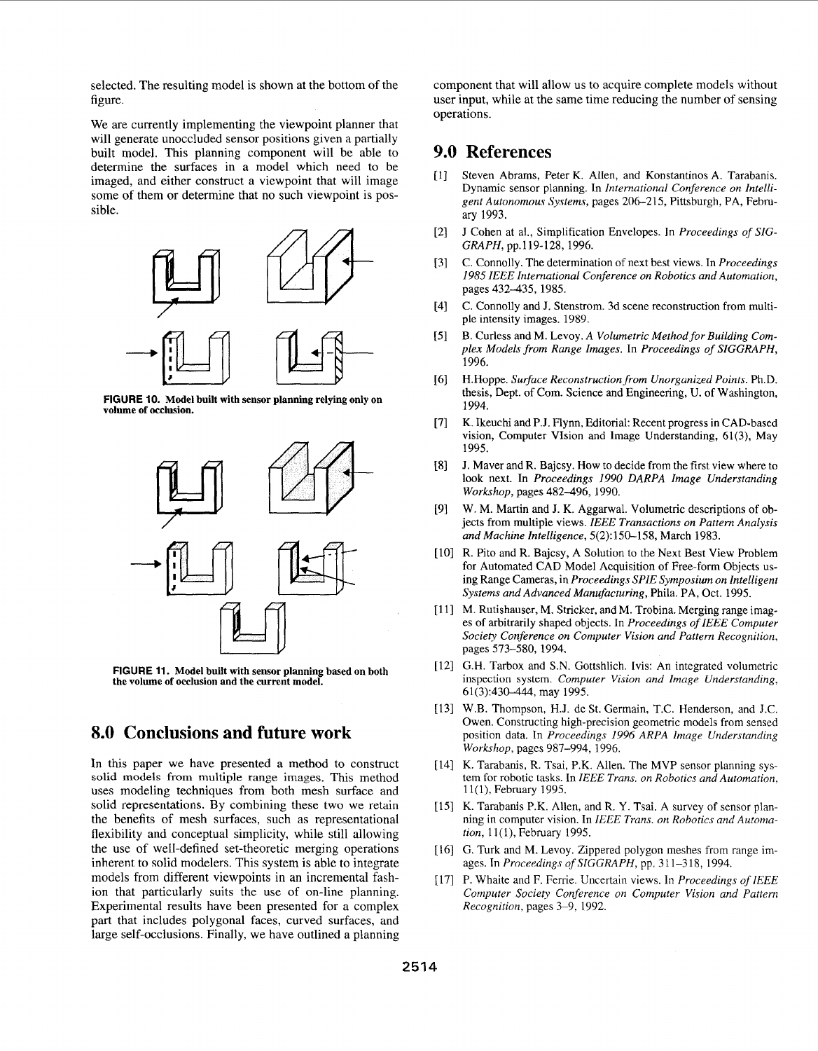selected. The resulting model is shown at the bottom of the figure.

We are currently implementing the viewpoint planner that will generate unoccluded sensor positions given a partially built model. This planning component will be able to determine the surfaces in a model which need to be imaged, and either construct a viewpoint that will image some of them or determine that no such viewpoint is possible.

**FIGURE 10. Model built with sensor planning relying only on volume of occlusion.**

**FIGURE 11. Model built with sensor planning based on both the volume of occlusion and the current model.**

## 8.0 Conclusions and future work

In this paper we have presented a method to construct solid models from multiple range images. This method uses modeling techniques from both mesh surface and solid representations. By combining these two we retain the benefits of mesh surfaces, such as representational flexibility and conceptual simplicity, while still allowing the use of well-defined set-theoretic merging operations inherent to solid modelers. This system is able to integrate models from different viewpoints in an incremental fashion that particularly suits the use of on-line planning. Experimental results have been presented for a complex part that includes polygonal faces, curved surfaces, and large self-occlusions. Finally, we have outlined a planning component that will allow us to acquire complete models without user input, while at the same time reducing the number of sensing operations.

## 9.0 References

[1] Steven Abrams, Peter K. Allen, and Konstantinos A. Tarabanis. Dynamic sensor planning. In *International Conference on Intelligent Autonomous Systems*, pages 206–215, Pittsburgh, PA, February 1993.

[2] J Cohen at al., Simplification Envelopes. In *Proceedings of SIGGRAPH*, pp.119-128, 1996.

[3] C. Connolly. The determination of next best views. In *Proceedings 1985 IEEE International Conference on Robotics and Automation*, pages 432–435, 1985.

[4] C. Connolly and J. Stenstrom. 3d scene reconstruction from multiple intensity images. 1989.

[5] B. Curless and M. Levoy. *A Volumetric Method for Building Complex Models from Range Images*. In *Proceedings of SIGGRAPH*, 1996.

[6] H.Hoppe. *Surface Reconstruction from Unorganized Points*. Ph.D. thesis, Dept. of Com. Science and Engineering, U. of Washington, 1994.

[7] K. Ikeuchi and P.J. Flynn, Editorial: Recent progress in CAD-based vision, Computer VIsion and Image Understanding, 61(3), May 1995.

[8] J. Maver and R. Bajcsy. How to decide from the first view where to look next. In *Proceedings 1990 DARPA Image Understanding Workshop*, pages 482–496, 1990.

[9] W. M. Martin and J. K. Aggarwal. Volumetric descriptions of objects from multiple views. *IEEE Transactions on Pattern Analysis and Machine Intelligence*, 5(2):150–158, March 1983.

[10] R. Pito and R. Bajcsy, A Solution to the Next Best View Problem for Automated CAD Model Acquisition of Free-form Objects using Range Cameras, in *Proceedings SPIE Symposium on Intelligent Systems and Advanced Manufacturing*, Phila. PA, Oct. 1995.

[11] M. Rutishauser, M. Stricker, and M. Trobina. Merging range images of arbitrarily shaped objects. In *Proceedings of IEEE Computer Society Conference on Computer Vision and Pattern Recognition*, pages 573–580, 1994.

[12] G.H. Tarbox and S.N. Gottshlich. Ivis: An integrated volumetric inspection system. *Computer Vision and Image Understanding*, 61(3):430–444, may 1995.

[13] W.B. Thompson, H.J. de St. Germain, T.C. Henderson, and J.C. Owen. Constructing high-precision geometric models from sensed position data. In *Proceedings 1996 ARPA Image Understanding Workshop*, pages 987–994, 1996.

[14] K. Tarabanis, R. Tsai, P.K. Allen. The MVP sensor planning system for robotic tasks. In *IEEE Trans. on Robotics and Automation*, 11(1), February 1995.

[15] K. Tarabanis P.K. Allen, and R. Y. Tsai. A survey of sensor planning in computer vision. In *IEEE Trans. on Robotics and Automation*, 11(1), February 1995.

[16] G. Turk and M. Levoy. Zippered polygon meshes from range images. In *Proceedings of SIGGRAPH*, pp. 311–318, 1994.

[17] P. Whaite and F. Ferrie. Uncertain views. In *Proceedings of IEEE Computer Society Conference on Computer Vision and Pattern Recognition*, pages 3–9, 1992.